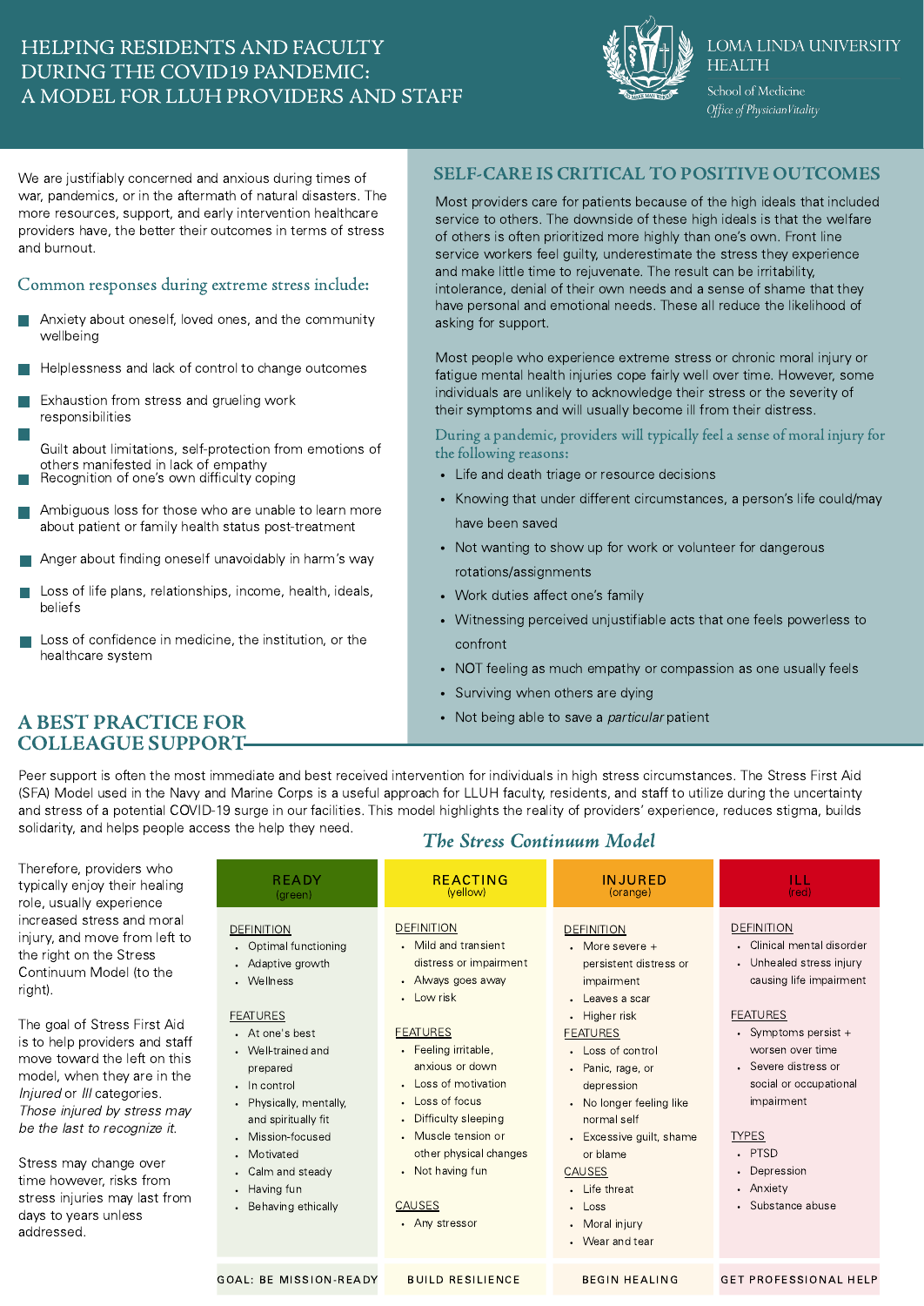# HELPING RESIDENTS AND FACULTY DURING THE COVID19 PANDEMIC: A MODEL FOR LLUH PROVIDERS AND STAFF

LOMA LINDA UNIVERSITY HEALTH

School of Medicine

*Office of Physician Vitality*

We are justifiably concerned and anxious during times of war, pandemics, or in the aftermath of natural disasters. The more resources, support, and early intervention healthcare providers have, the better their outcomes in terms of stress and burnout.

### Common responses during extreme stress include:

- Anxiety about oneself, loved ones, and the community wellbeing
- Helplessness and lack of control to change outcomes
- Exhaustion from stress and grueling work responsibilities
- Guilt about limitations, self-protection from emotions of others manifested in lack of empathy
- Recognition of one's own difficulty coping
- Ambiguous loss for those who are unable to learn more about patient or family health status post-treatment
- Anger about finding oneself unavoidably in harm's way
- Loss of life plans, relationships, income, health, ideals, beliefs
- Loss of confidence in medicine, the institution, or the healthcare system

## SELF-CARE IS CRITICAL TO POSITIVE OUTCOMES

Most providers care for patients because of the high ideals that included service to others. The downside of these high ideals is that the welfare of others is often prioritized more highly than one's own. Front line service workers feel guilty, underestimate the stress they experience and make little time to rejuvenate. The result can be irritability, intolerance, denial of their own needs and a sense of shame that they have personal and emotional needs. These all reduce the likelihood of asking for support.

Most people who experience extreme stress or chronic moral injury or fatigue mental health injuries cope fairly well over time. However, some individuals are unlikely to acknowledge their stress or the severity of their symptoms and will usually become ill from their distress.

### During a pandemic, providers will typically feel a sense of moral injury for the following reasons:

- Life and death triage or resource decisions
- Knowing that under different circumstances, a person's life could/may have been saved
- Not wanting to show up for work or volunteer for dangerous rotations/assignments
- Work duties affect one's family
- Witnessing perceived unjustifiable acts that one feels powerless to confront
- NOT feeling as much empathy or compassion as one usually feels
- Surviving when others are dying
- Not being able to save a *particular* patient

## A BEST PRACTICE FOR COLLEAGUE SUPPORT

Peer support is often the most immediate and best received intervention for individuals in high stress circumstances. The Stress First Aid (SFA) Model used in the Navy and Marine Corps is a useful approach for LLUH faculty, residents, and staff to utilize during the uncertainty and stress of a potential COVID-19 surge in our facilities. This model highlights the reality of providers' experience, reduces stigma, builds solidarity, and helps people access the help they need.

Therefore, providers who typically enjoy their healing role, usually experience increased stress and moral injury, and move from left to the right on the Stress Continuum Model (to the right).

The goal of Stress First Aid is to help providers and staff move toward the left on this model, when they are in the *Injured* or *Ill* categories. *Those injured by stress may be the last to recognize it.*

Stress may change over time however, risks from stress injuries may last from days to years unless addressed.

### *The Stress Continuum Model*

| READY (green) | REACTING (yellow) | INJURED (orange) | ILL (red) |
|---|---|---|---|
| DEFINITION<br>• Optimal functioning<br>• Adaptive growth<br>• Wellness | DEFINITION<br>• Mild and transient distress or impairment<br>• Always goes away<br>• Low risk | DEFINITION<br>• More severe + persistent distress or impairment<br>• Leaves a scar<br>• Higher risk | DEFINITION<br>• Clinical mental disorder<br>• Unhealed stress injury causing life impairment |
| FEATURES<br>• At one's best<br>• Well-trained and prepared<br>• In control<br>• Physically, mentally, and spiritually fit<br>• Mission-focused<br>• Motivated<br>• Calm and steady<br>• Having fun<br>• Behaving ethically | FEATURES<br>• Feeling irritable, anxious or down<br>• Loss of motivation<br>• Loss of focus<br>• Difficulty sleeping<br>• Muscle tension or other physical changes<br>• Not having fun<br><br>CAUSES<br>• Any stressor | FEATURES<br>• Loss of control<br>• Panic, rage, or depression<br>• No longer feeling like normal self<br>• Excessive guilt, shame or blame<br><br>CAUSES<br>• Life threat<br>• Loss<br>• Moral injury<br>• Wear and tear | FEATURES<br>• Symptoms persist + worsen over time<br>• Severe distress or social or occupational impairment<br><br>TYPES<br>• PTSD<br>• Depression<br>• Anxiety<br>• Substance abuse |
| GOAL: BE MISSION-READY | BUILD RESILIENCE | BEGIN HEALING | GET PROFESSIONAL HELP |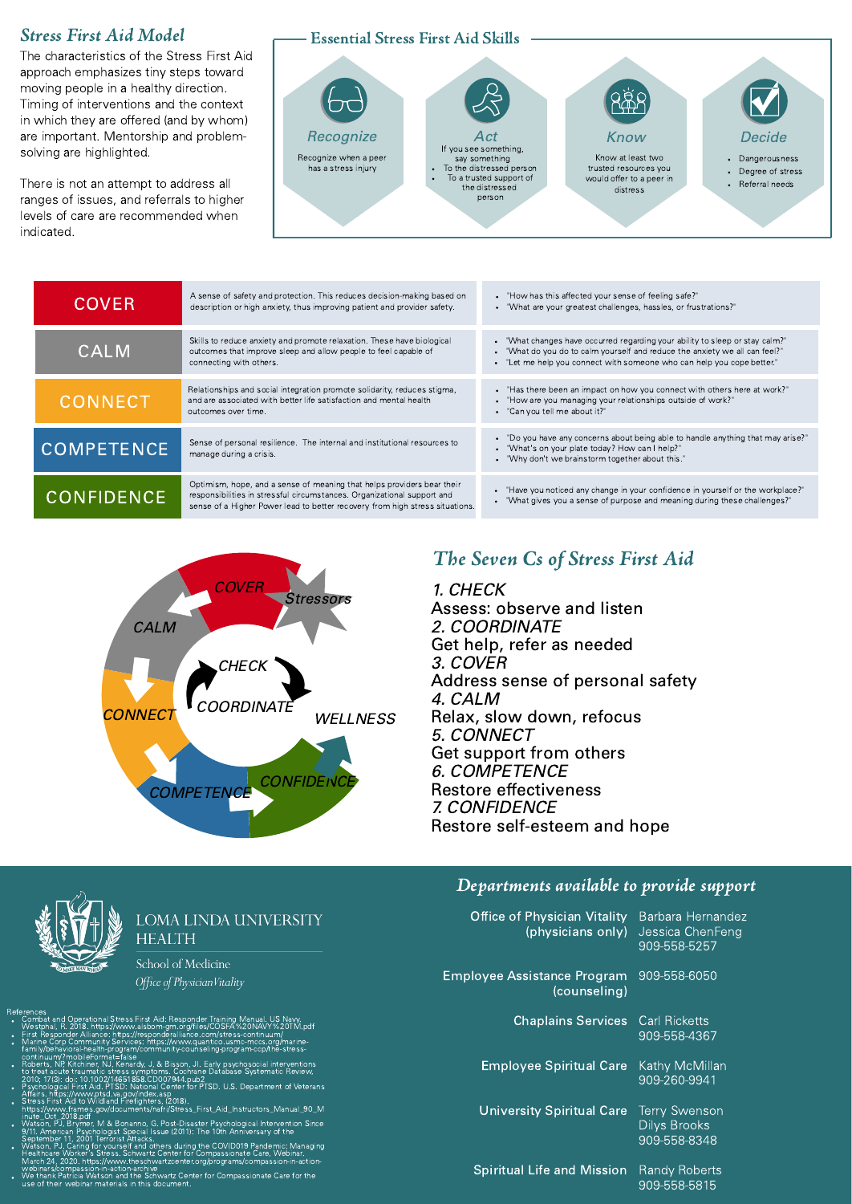## *Stress First Aid Model*

The characteristics of the Stress First Aid approach emphasizes tiny steps toward moving people in a healthy direction. Timing of interventions and the context in which they are offered (and by whom) are important. Mentorship and problem-solving are highlighted.

There is not an attempt to address all ranges of issues, and referrals to higher levels of care are recommended when indicated.

## Essential Stress First Aid Skills

**Recognize**
Recognize when a peer has a stress injury

**Act**
If you see something, say something
- To the distressed person
- To a trusted support of the distressed person

**Know**
Know at least two trusted resources you would offer to a peer in distress

**Decide**
- Dangerousness
- Degree of stress
- Referral needs

| | | |
|---|---|---|
| COVER | A sense of safety and protection. This reduces decision-making based on description or high anxiety, thus improving patient and provider safety. | • "How has this affected your sense of feeling safe?"<br>• "What are your greatest challenges, hassles, or frustrations?" |
| CALM | Skills to reduce anxiety and promote relaxation. These have biological outcomes that improve sleep and allow people to feel capable of connecting with others. | • "What changes have occurred regarding your ability to sleep or stay calm?"<br>• "What do you do to calm yourself and reduce the anxiety we all can feel?"<br>• "Let me help you connect with someone who can help you cope better." |
| CONNECT | Relationships and social integration promote solidarity, reduces stigma, and are associated with better life satisfaction and mental health outcomes over time. | • "Has there been an impact on how you connect with others here at work?"<br>• "How are you managing your relationships outside of work?"<br>• "Can you tell me about it?" |
| COMPETENCE | Sense of personal resilience. The internal and institutional resources to manage during a crisis. | • "Do you have any concerns about being able to handle anything that may arise?"<br>• "What's on your plate today? How can I help?"<br>• "Why don't we brainstorm together about this." |
| CONFIDENCE | Optimism, hope, and a sense of meaning that helps providers bear their responsibilities in stressful circumstances. Organizational support and sense of a Higher Power lead to better recovery from high stress situations. | • "Have you noticed any change in your confidence in yourself or the workplace?"<br>• "What gives you a sense of purpose and meaning during these challenges?" |

COVER
Stressors
CALM
CHECK
COORDINATE
CONNECT
WELLNESS
COMPETENCE
CONFIDENCE

## *The Seven Cs of Stress First Aid*

*1. CHECK*
Assess: observe and listen
*2. COORDINATE*
Get help, refer as needed
*3. COVER*
Address sense of personal safety
*4. CALM*
Relax, slow down, refocus
*5. CONNECT*
Get support from others
*6. COMPETENCE*
Restore effectiveness
*7. CONFIDENCE*
Restore self-esteem and hope

LOMA LINDA UNIVERSITY HEALTH
School of Medicine
*Office of Physician Vitality*

References
- Combat and Operational Stress First Aid: Responder Training Manual, US Navy. Westphal, R. 2018. https://www.alsbom-gm.org/files/COSFA%20NAVY%20TM.pdf
- First Responder Alliance: https://responderalliance.com/stress-continuum/
- Marine Corp Community Services: https://www.quantico.usmc-mccs.org/marine-family/behavioral-health-program/community-counseling-program-ccp/the-stress-continuum/?mobileFormat=false
- Roberts, NP, Kitchiner, NJ, Kenardy, J, & Bisson, JI. Early psychosocial interventions to treat acute traumatic stress symptoms. Cochrane Database Systematic Review, 2010; 17(3): doi: 10.1002/14651858.CD007944.pub2
- Psychological First Aid. PTSD: National Center for PTSD. U.S. Department of Veterans Affairs. https://www.ptsd.va.gov/index.asp
- Stress First Aid to Wildland Firefighters. (2018). https://www.frames.gov/documents/nafri/Stress_First_Aid_Instructors_Manual_90_Minute_Oct_2018.pdf
- Watson, PJ, Brymer, M & Bonanno, G. Post-Disaster Psychological Intervention Since 9/11. American Psychologist Special Issue (2011): The 10th Anniversary of the September 11, 2001 Terrorist Attacks.
- Watson, PJ. Caring for yourself and others during the COVID19 Pandemic: Managing Healthcare Worker's Stress. Schwartz Center for Compassionate Care, Webinar, March 24, 2020. https://www.theschwartzcenter.org/programs/compassion-in-action-webinars/compassion-in-action-archive
- We thank Patricia Watson and the Schwartz Center for Compassionate Care for the use of their webinar materials in this document.

## *Departments available to provide support*

| | |
|---|---|
| Office of Physician Vitality (physicians only) | Barbara Hernandez<br>Jessica ChenFeng<br>909-558-5257 |
| Employee Assistance Program (counseling) | 909-558-6050 |
| Chaplains Services | Carl Ricketts<br>909-558-4367 |
| Employee Spiritual Care | Kathy McMillan<br>909-260-9941 |
| University Spiritual Care | Terry Swenson<br>Dilys Brooks<br>909-558-8348 |
| Spiritual Life and Mission | Randy Roberts<br>909-558-5815 |